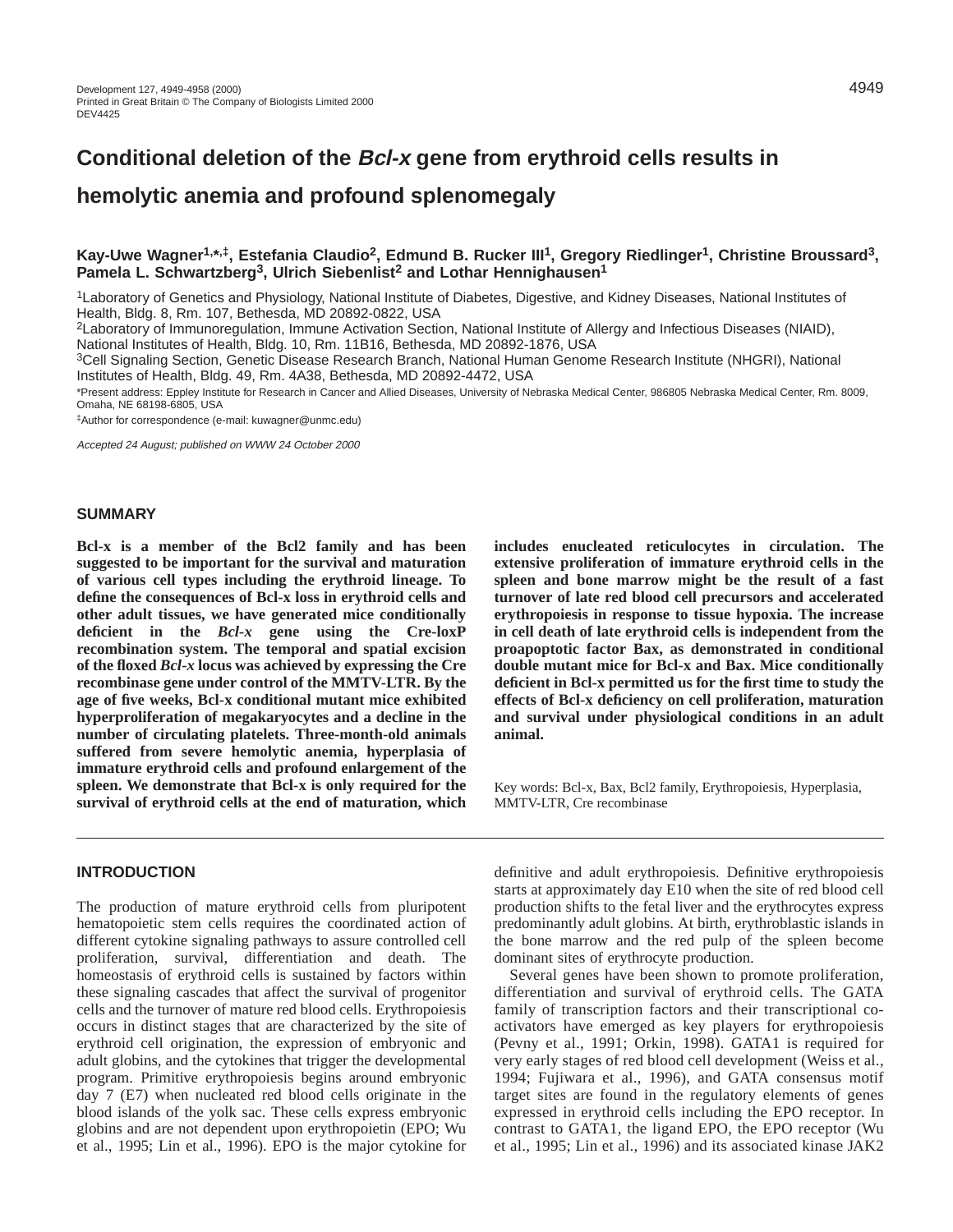# Conditional deletion of the *Bcl-x* gene from erythroid cells results in hemolytic anemia and profound splenomegaly

**Kay-Uwe Wagner[1,*,‡], Estefania Claudio[2], Edmund B. Rucker III[1], Gregory Riedlinger[1], Christine Broussard[3], Pamela L. Schwartzberg[3], Ulrich Siebenlist[2] and Lothar Hennighausen[1]**

[1]Laboratory of Genetics and Physiology, National Institute of Diabetes, Digestive, and Kidney Diseases, National Institutes of Health, Bldg. 8, Rm. 107, Bethesda, MD 20892-0822, USA

[2]Laboratory of Immunoregulation, Immune Activation Section, National Institute of Allergy and Infectious Diseases (NIAID), National Institutes of Health, Bldg. 10, Rm. 11B16, Bethesda, MD 20892-1876, USA

[3]Cell Signaling Section, Genetic Disease Research Branch, National Human Genome Research Institute (NHGRI), National Institutes of Health, Bldg. 49, Rm. 4A38, Bethesda, MD 20892-4472, USA

*Present address: Eppley Institute for Research in Cancer and Allied Diseases, University of Nebraska Medical Center, 986805 Nebraska Medical Center, Rm. 8009, Omaha, NE 68198-6805, USA

‡Author for correspondence (e-mail: kuwagner@unmc.edu)

*Accepted 24 August; published on WWW 24 October 2000*

## SUMMARY

**Bcl-x is a member of the Bcl2 family and has been suggested to be important for the survival and maturation of various cell types including the erythroid lineage. To define the consequences of Bcl-x loss in erythroid cells and other adult tissues, we have generated mice conditionally deficient in the *Bcl-x* gene using the Cre-loxP recombination system. The temporal and spatial excision of the floxed *Bcl-x* locus was achieved by expressing the Cre recombinase gene under control of the MMTV-LTR. By the age of five weeks, Bcl-x conditional mutant mice exhibited hyperproliferation of megakaryocytes and a decline in the number of circulating platelets. Three-month-old animals suffered from severe hemolytic anemia, hyperplasia of immature erythroid cells and profound enlargement of the spleen. We demonstrate that Bcl-x is only required for the survival of erythroid cells at the end of maturation, which includes enucleated reticulocytes in circulation. The extensive proliferation of immature erythroid cells in the spleen and bone marrow might be the result of a fast turnover of late red blood cell precursors and accelerated erythropoiesis in response to tissue hypoxia. The increase in cell death of late erythroid cells is independent from the proapoptotic factor Bax, as demonstrated in conditional double mutant mice for Bcl-x and Bax. Mice conditionally deficient in Bcl-x permitted us for the first time to study the effects of Bcl-x deficiency on cell proliferation, maturation and survival under physiological conditions in an adult animal.**

Key words: Bcl-x, Bax, Bcl2 family, Erythropoiesis, Hyperplasia, MMTV-LTR, Cre recombinase

## INTRODUCTION

The production of mature erythroid cells from pluripotent hematopoietic stem cells requires the coordinated action of different cytokine signaling pathways to assure controlled cell proliferation, survival, differentiation and death. The homeostasis of erythroid cells is sustained by factors within these signaling cascades that affect the survival of progenitor cells and the turnover of mature red blood cells. Erythropoiesis occurs in distinct stages that are characterized by the site of erythroid cell origination, the expression of embryonic and adult globins, and the cytokines that trigger the developmental program. Primitive erythropoiesis begins around embryonic day 7 (E7) when nucleated red blood cells originate in the blood islands of the yolk sac. These cells express embryonic globins and are not dependent upon erythropoietin (EPO; Wu et al., 1995; Lin et al., 1996). EPO is the major cytokine for definitive and adult erythropoiesis. Definitive erythropoiesis starts at approximately day E10 when the site of red blood cell production shifts to the fetal liver and the erythrocytes express predominantly adult globins. At birth, erythroblastic islands in the bone marrow and the red pulp of the spleen become dominant sites of erythrocyte production.

Several genes have been shown to promote proliferation, differentiation and survival of erythroid cells. The GATA family of transcription factors and their transcriptional co-activators have emerged as key players for erythropoiesis (Pevny et al., 1991; Orkin, 1998). GATA1 is required for very early stages of red blood cell development (Weiss et al., 1994; Fujiwara et al., 1996), and GATA consensus motif target sites are found in the regulatory elements of genes expressed in erythroid cells including the EPO receptor. In contrast to GATA1, the ligand EPO, the EPO receptor (Wu et al., 1995; Lin et al., 1996) and its associated kinase JAK2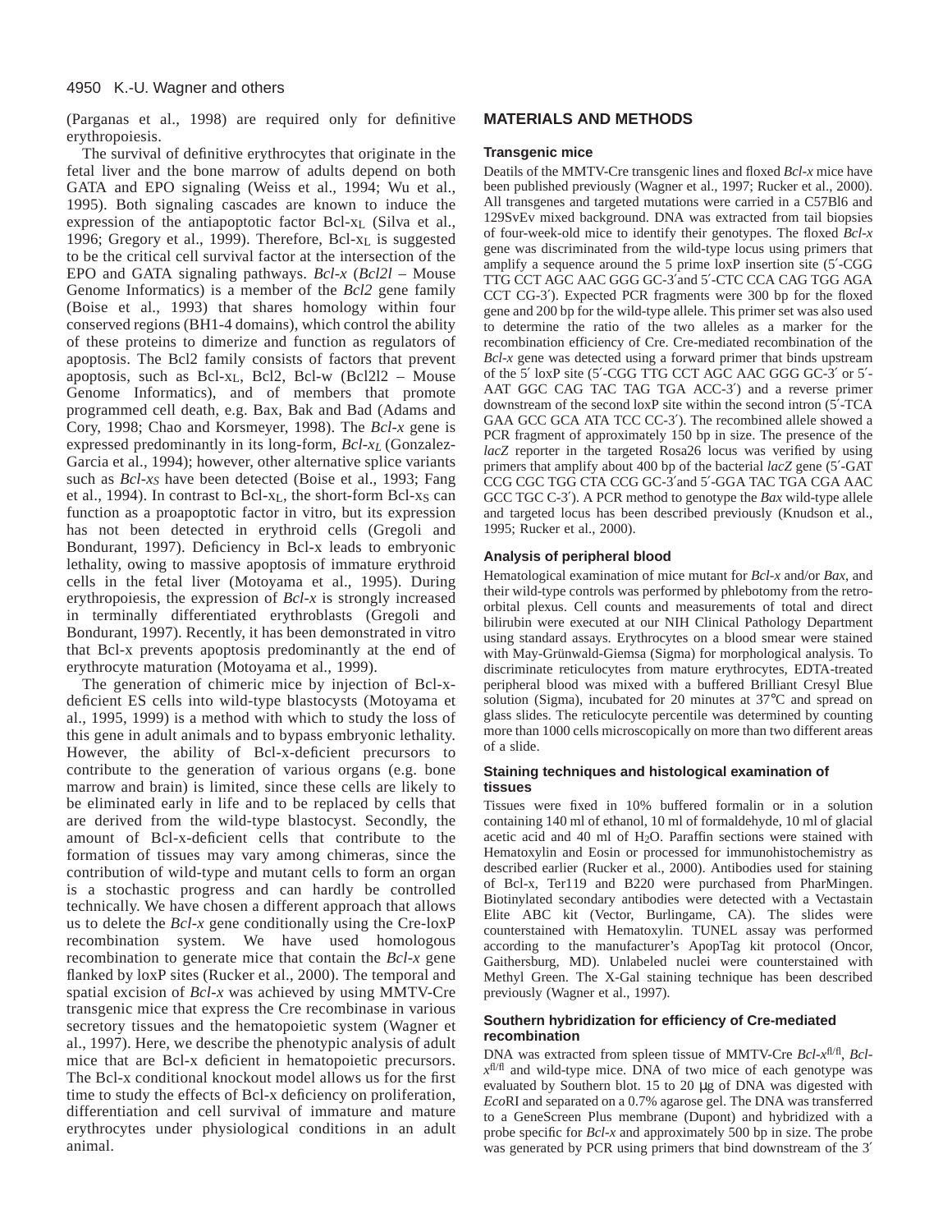(Parganas et al., 1998) are required only for definitive erythropoiesis.

The survival of definitive erythrocytes that originate in the fetal liver and the bone marrow of adults depend on both GATA and EPO signaling (Weiss et al., 1994; Wu et al., 1995). Both signaling cascades are known to induce the expression of the antiapoptotic factor Bcl-$x_L$ (Silva et al., 1996; Gregory et al., 1999). Therefore, Bcl-$x_L$ is suggested to be the critical cell survival factor at the intersection of the EPO and GATA signaling pathways. *Bcl-x* (*Bcl2l* – Mouse Genome Informatics) is a member of the *Bcl2* gene family (Boise et al., 1993) that shares homology within four conserved regions (BH1-4 domains), which control the ability of these proteins to dimerize and function as regulators of apoptosis. The Bcl2 family consists of factors that prevent apoptosis, such as Bcl-$x_L$, Bcl2, Bcl-w (Bcl2l2 – Mouse Genome Informatics), and of members that promote programmed cell death, e.g. Bax, Bak and Bad (Adams and Cory, 1998; Chao and Korsmeyer, 1998). The *Bcl-x* gene is expressed predominantly in its long-form, *Bcl-$x_L$* (Gonzalez-Garcia et al., 1994); however, other alternative splice variants such as *Bcl-$x_S$* have been detected (Boise et al., 1993; Fang et al., 1994). In contrast to Bcl-$x_L$, the short-form Bcl-$x_S$ can function as a proapoptotic factor in vitro, but its expression has not been detected in erythroid cells (Gregoli and Bondurant, 1997). Deficiency in Bcl-x leads to embryonic lethality, owing to massive apoptosis of immature erythroid cells in the fetal liver (Motoyama et al., 1995). During erythropoiesis, the expression of *Bcl-x* is strongly increased in terminally differentiated erythroblasts (Gregoli and Bondurant, 1997). Recently, it has been demonstrated in vitro that Bcl-x prevents apoptosis predominantly at the end of erythrocyte maturation (Motoyama et al., 1999).

The generation of chimeric mice by injection of Bcl-x-deficient ES cells into wild-type blastocysts (Motoyama et al., 1995, 1999) is a method with which to study the loss of this gene in adult animals and to bypass embryonic lethality. However, the ability of Bcl-x-deficient precursors to contribute to the generation of various organs (e.g. bone marrow and brain) is limited, since these cells are likely to be eliminated early in life and to be replaced by cells that are derived from the wild-type blastocyst. Secondly, the amount of Bcl-x-deficient cells that contribute to the formation of tissues may vary among chimeras, since the contribution of wild-type and mutant cells to form an organ is a stochastic progress and can hardly be controlled technically. We have chosen a different approach that allows us to delete the *Bcl-x* gene conditionally using the Cre-loxP recombination system. We have used homologous recombination to generate mice that contain the *Bcl-x* gene flanked by loxP sites (Rucker et al., 2000). The temporal and spatial excision of *Bcl-x* was achieved by using MMTV-Cre transgenic mice that express the Cre recombinase in various secretory tissues and the hematopoietic system (Wagner et al., 1997). Here, we describe the phenotypic analysis of adult mice that are Bcl-x deficient in hematopoietic precursors. The Bcl-x conditional knockout model allows us for the first time to study the effects of Bcl-x deficiency on proliferation, differentiation and cell survival of immature and mature erythrocytes under physiological conditions in an adult animal.

## MATERIALS AND METHODS

### Transgenic mice

Deatils of the MMTV-Cre transgenic lines and floxed *Bcl-x* mice have been published previously (Wagner et al., 1997; Rucker et al., 2000). All transgenes and targeted mutations were carried in a C57Bl6 and 129SvEv mixed background. DNA was extracted from tail biopsies of four-week-old mice to identify their genotypes. The floxed *Bcl-x* gene was discriminated from the wild-type locus using primers that amplify a sequence around the 5 prime loxP insertion site (5′-CGG TTG CCT AGC AAC GGG GC-3′and 5′-CTC CCA CAG TGG AGA CCT CG-3′). Expected PCR fragments were 300 bp for the floxed gene and 200 bp for the wild-type allele. This primer set was also used to determine the ratio of the two alleles as a marker for the recombination efficiency of Cre. Cre-mediated recombination of the *Bcl-x* gene was detected using a forward primer that binds upstream of the 5′ loxP site (5′-CGG TTG CCT AGC AAC GGG GC-3′ or 5′-AAT GGC CAG TAC TAG TGA ACC-3′) and a reverse primer downstream of the second loxP site within the second intron (5′-TCA GAA GCC GCA ATA TCC CC-3′). The recombined allele showed a PCR fragment of approximately 150 bp in size. The presence of the *lacZ* reporter in the targeted Rosa26 locus was verified by using primers that amplify about 400 bp of the bacterial *lacZ* gene (5′-GAT CCG CGC TGG CTA CCG GC-3′and 5′-GGA TAC TGA CGA AAC GCC TGC C-3′). A PCR method to genotype the *Bax* wild-type allele and targeted locus has been described previously (Knudson et al., 1995; Rucker et al., 2000).

### Analysis of peripheral blood

Hematological examination of mice mutant for *Bcl-x* and/or *Bax*, and their wild-type controls was performed by phlebotomy from the retro-orbital plexus. Cell counts and measurements of total and direct bilirubin were executed at our NIH Clinical Pathology Department using standard assays. Erythrocytes on a blood smear were stained with May-Grünwald-Giemsa (Sigma) for morphological analysis. To discriminate reticulocytes from mature erythrocytes, EDTA-treated peripheral blood was mixed with a buffered Brilliant Cresyl Blue solution (Sigma), incubated for 20 minutes at 37°C and spread on glass slides. The reticulocyte percentile was determined by counting more than 1000 cells microscopically on more than two different areas of a slide.

### Staining techniques and histological examination of tissues

Tissues were fixed in 10% buffered formalin or in a solution containing 140 ml of ethanol, 10 ml of formaldehyde, 10 ml of glacial acetic acid and 40 ml of $H_2O$. Paraffin sections were stained with Hematoxylin and Eosin or processed for immunohistochemistry as described earlier (Rucker et al., 2000). Antibodies used for staining of Bcl-x, Ter119 and B220 were purchased from PharMingen. Biotinylated secondary antibodies were detected with a Vectastain Elite ABC kit (Vector, Burlingame, CA). The slides were counterstained with Hematoxylin. TUNEL assay was performed according to the manufacturer's ApopTag kit protocol (Oncor, Gaithersburg, MD). Unlabeled nuclei were counterstained with Methyl Green. The X-Gal staining technique has been described previously (Wagner et al., 1997).

### Southern hybridization for efficiency of Cre-mediated recombination

DNA was extracted from spleen tissue of MMTV-Cre *Bcl-x*$^{fl/fl}$, *Bcl-x*$^{fl/fl}$ and wild-type mice. DNA of two mice of each genotype was evaluated by Southern blot. 15 to 20 μg of DNA was digested with *Eco*RI and separated on a 0.7% agarose gel. The DNA was transferred to a GeneScreen Plus membrane (Dupont) and hybridized with a probe specific for *Bcl-x* and approximately 500 bp in size. The probe was generated by PCR using primers that bind downstream of the 3′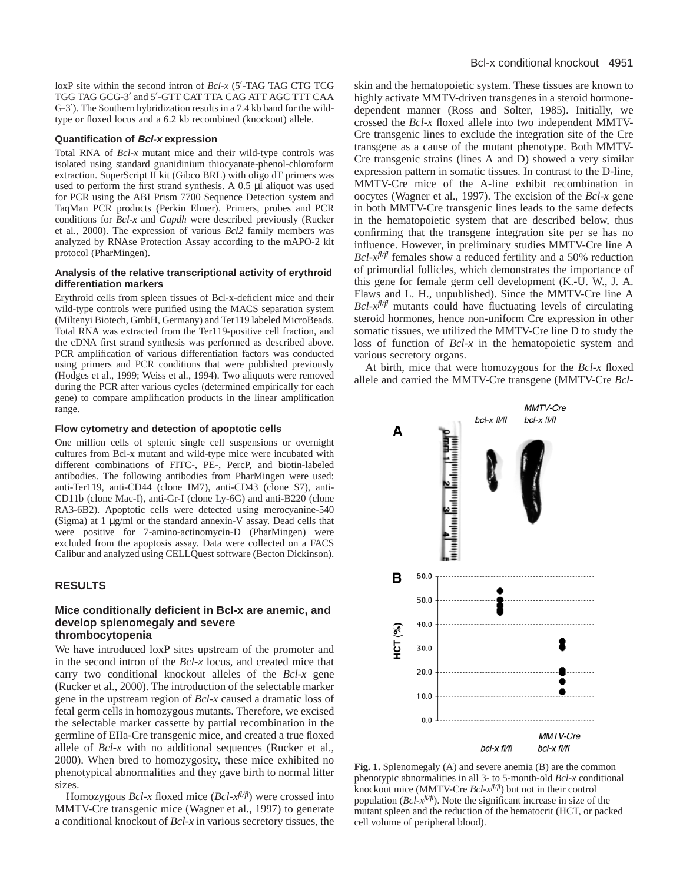loxP site within the second intron of *Bcl-x* (5′-TAG TAG CTG TCG TGG TAG GCG-3′ and 5′-GTT CAT TTA CAG ATT AGC TTT CAA G-3′). The Southern hybridization results in a 7.4 kb band for the wild-type or floxed locus and a 6.2 kb recombined (knockout) allele.

### Quantification of *Bcl-x* expression

Total RNA of *Bcl-x* mutant mice and their wild-type controls was isolated using standard guanidinium thiocyanate-phenol-chloroform extraction. SuperScript II kit (Gibco BRL) with oligo dT primers was used to perform the first strand synthesis. A 0.5 μl aliquot was used for PCR using the ABI Prism 7700 Sequence Detection system and TaqMan PCR products (Perkin Elmer). Primers, probes and PCR conditions for *Bcl-x* and *Gapdh* were described previously (Rucker et al., 2000). The expression of various *Bcl2* family members was analyzed by RNAse Protection Assay according to the mAPO-2 kit protocol (PharMingen).

### Analysis of the relative transcriptional activity of erythroid differentiation markers

Erythroid cells from spleen tissues of Bcl-x-deficient mice and their wild-type controls were purified using the MACS separation system (Miltenyi Biotech, GmbH, Germany) and Ter119 labeled MicroBeads. Total RNA was extracted from the Ter119-positive cell fraction, and the cDNA first strand synthesis was performed as described above. PCR amplification of various differentiation factors was conducted using primers and PCR conditions that were published previously (Hodges et al., 1999; Weiss et al., 1994). Two aliquots were removed during the PCR after various cycles (determined empirically for each gene) to compare amplification products in the linear amplification range.

### Flow cytometry and detection of apoptotic cells

One million cells of splenic single cell suspensions or overnight cultures from Bcl-x mutant and wild-type mice were incubated with different combinations of FITC-, PE-, PercP, and biotin-labeled antibodies. The following antibodies from PharMingen were used: anti-Ter119, anti-CD44 (clone IM7), anti-CD43 (clone S7), anti-CD11b (clone Mac-I), anti-Gr-I (clone Ly-6G) and anti-B220 (clone RA3-6B2). Apoptotic cells were detected using merocyanine-540 (Sigma) at 1 μg/ml or the standard annexin-V assay. Dead cells that were positive for 7-amino-actinomycin-D (PharMingen) were excluded from the apoptosis assay. Data were collected on a FACS Calibur and analyzed using CELLQuest software (Becton Dickinson).

## RESULTS

### Mice conditionally deficient in Bcl-x are anemic, and develop splenomegaly and severe thrombocytopenia

We have introduced loxP sites upstream of the promoter and in the second intron of the *Bcl-x* locus, and created mice that carry two conditional knockout alleles of the *Bcl-x* gene (Rucker et al., 2000). The introduction of the selectable marker gene in the upstream region of *Bcl-x* caused a dramatic loss of fetal germ cells in homozygous mutants. Therefore, we excised the selectable marker cassette by partial recombination in the germline of EIIa-Cre transgenic mice, and created a true floxed allele of *Bcl-x* with no additional sequences (Rucker et al., 2000). When bred to homozygosity, these mice exhibited no phenotypical abnormalities and they gave birth to normal litter sizes.

Homozygous *Bcl-x* floxed mice (*Bcl-x*$^{fl/fl}$) were crossed into MMTV-Cre transgenic mice (Wagner et al., 1997) to generate a conditional knockout of *Bcl-x* in various secretory tissues, the skin and the hematopoietic system. These tissues are known to highly activate MMTV-driven transgenes in a steroid hormone-dependent manner (Ross and Solter, 1985). Initially, we crossed the *Bcl-x* floxed allele into two independent MMTV-Cre transgenic lines to exclude the integration site of the Cre transgene as a cause of the mutant phenotype. Both MMTV-Cre transgenic strains (lines A and D) showed a very similar expression pattern in somatic tissues. In contrast to the D-line, MMTV-Cre mice of the A-line exhibit recombination in oocytes (Wagner et al., 1997). The excision of the *Bcl-x* gene in both MMTV-Cre transgenic lines leads to the same defects in the hematopoietic system that are described below, thus confirming that the transgene integration site per se has no influence. However, in preliminary studies MMTV-Cre line A *Bcl-x*$^{fl/fl}$ females show a reduced fertility and a 50% reduction of primordial follicles, which demonstrates the importance of this gene for female germ cell development (K.-U. W., J. A. Flaws and L. H., unpublished). Since the MMTV-Cre line A *Bcl-x*$^{fl/fl}$ mutants could have fluctuating levels of circulating steroid hormones, hence non-uniform Cre expression in other somatic tissues, we utilized the MMTV-Cre line D to study the loss of function of *Bcl-x* in the hematopoietic system and various secretory organs.

At birth, mice that were homozygous for the *Bcl-x* floxed allele and carried the MMTV-Cre transgene (MMTV-Cre *Bcl-*

**Fig. 1.** Splenomegaly (A) and severe anemia (B) are the common phenotypic abnormalities in all 3- to 5-month-old *Bcl-x* conditional knockout mice (MMTV-Cre *Bcl-x*$^{fl/fl}$) but not in their control population (*Bcl-x*$^{fl/fl}$). Note the significant increase in size of the mutant spleen and the reduction of the hematocrit (HCT, or packed cell volume of peripheral blood).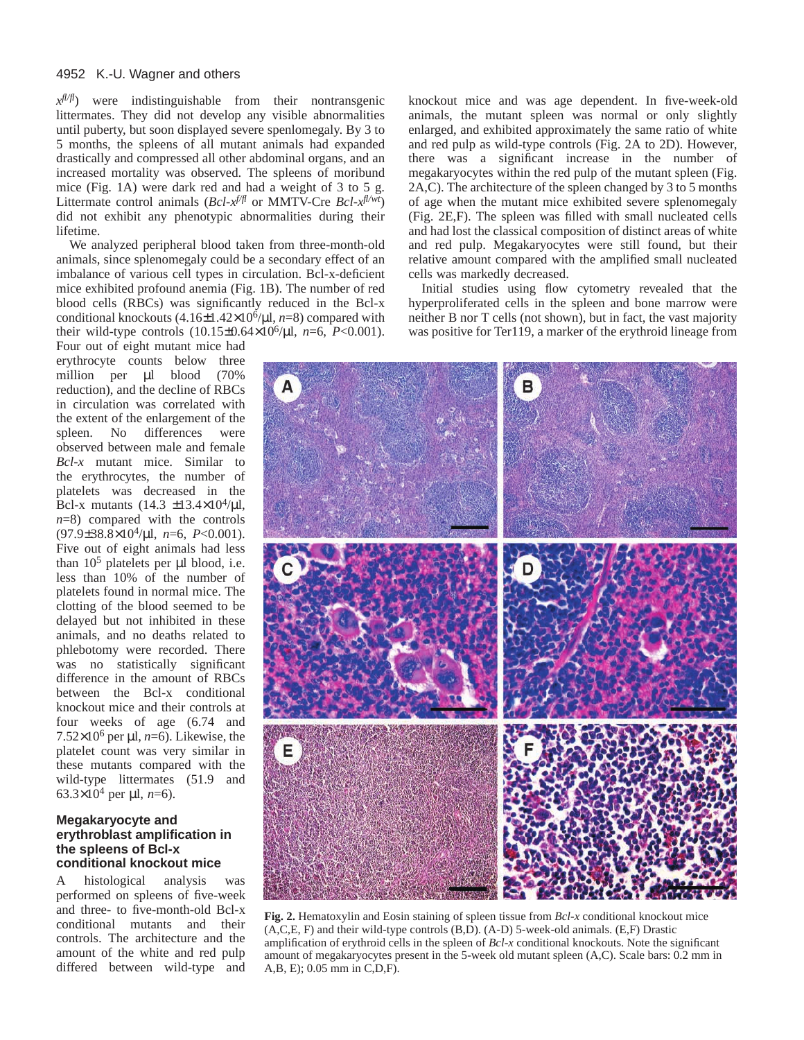$x^{fl/fl}$) were indistinguishable from their nontransgenic littermates. They did not develop any visible abnormalities until puberty, but soon displayed severe spenlomegaly. By 3 to 5 months, the spleens of all mutant animals had expanded drastically and compressed all other abdominal organs, and an increased mortality was observed. The spleens of moribund mice (Fig. 1A) were dark red and had a weight of 3 to 5 g. Littermate control animals (*Bcl-x*$^{f/fl}$ or MMTV-Cre *Bcl-x*$^{fl/wt}$) did not exhibit any phenotypic abnormalities during their lifetime.

We analyzed peripheral blood taken from three-month-old animals, since splenomegaly could be a secondary effect of an imbalance of various cell types in circulation. Bcl-x-deficient mice exhibited profound anemia (Fig. 1B). The number of red blood cells (RBCs) was significantly reduced in the Bcl-x conditional knockouts ($4.16\pm1.42\times10^6$/µl, $n$=8) compared with their wild-type controls ($10.15\pm0.64\times10^6$/µl, $n$=6, $P$<0.001). Four out of eight mutant mice had erythrocyte counts below three million per µl blood (70% reduction), and the decline of RBCs in circulation was correlated with the extent of the enlargement of the spleen. No differences were observed between male and female *Bcl-x* mutant mice. Similar to the erythrocytes, the number of platelets was decreased in the Bcl-x mutants ($14.3\pm13.4\times10^4$/µl, $n$=8) compared with the controls ($97.9\pm38.8\times10^4$/µl, $n$=6, $P$<0.001). Five out of eight animals had less than $10^5$ platelets per µl blood, i.e. less than 10% of the number of platelets found in normal mice. The clotting of the blood seemed to be delayed but not inhibited in these animals, and no deaths related to phlebotomy were recorded. There was no statistically significant difference in the amount of RBCs between the Bcl-x conditional knockout mice and their controls at four weeks of age (6.74 and $7.52\times10^6$ per µl, $n$=6). Likewise, the platelet count was very similar in these mutants compared with the wild-type littermates (51.9 and $63.3\times10^4$ per µl, $n$=6).

### Megakaryocyte and erythroblast amplification in the spleens of Bcl-x conditional knockout mice

A histological analysis was performed on spleens of five-week and three- to five-month-old Bcl-x conditional mutants and their controls. The architecture and the amount of the white and red pulp differed between wild-type and knockout mice and was age dependent. In five-week-old animals, the mutant spleen was normal or only slightly enlarged, and exhibited approximately the same ratio of white and red pulp as wild-type controls (Fig. 2A to 2D). However, there was a significant increase in the number of megakaryocytes within the red pulp of the mutant spleen (Fig. 2A,C). The architecture of the spleen changed by 3 to 5 months of age when the mutant mice exhibited severe splenomegaly (Fig. 2E,F). The spleen was filled with small nucleated cells and had lost the classical composition of distinct areas of white and red pulp. Megakaryocytes were still found, but their relative amount compared with the amplified small nucleated cells was markedly decreased.

Initial studies using flow cytometry revealed that the hyperproliferated cells in the spleen and bone marrow were neither B nor T cells (not shown), but in fact, the vast majority was positive for Ter119, a marker of the erythroid lineage from

**Fig. 2.** Hematoxylin and Eosin staining of spleen tissue from *Bcl-x* conditional knockout mice (A,C,E, F) and their wild-type controls (B,D). (A-D) 5-week-old animals. (E,F) Drastic amplification of erythroid cells in the spleen of *Bcl-x* conditional knockouts. Note the significant amount of megakaryocytes present in the 5-week old mutant spleen (A,C). Scale bars: 0.2 mm in A,B, E); 0.05 mm in C,D,F).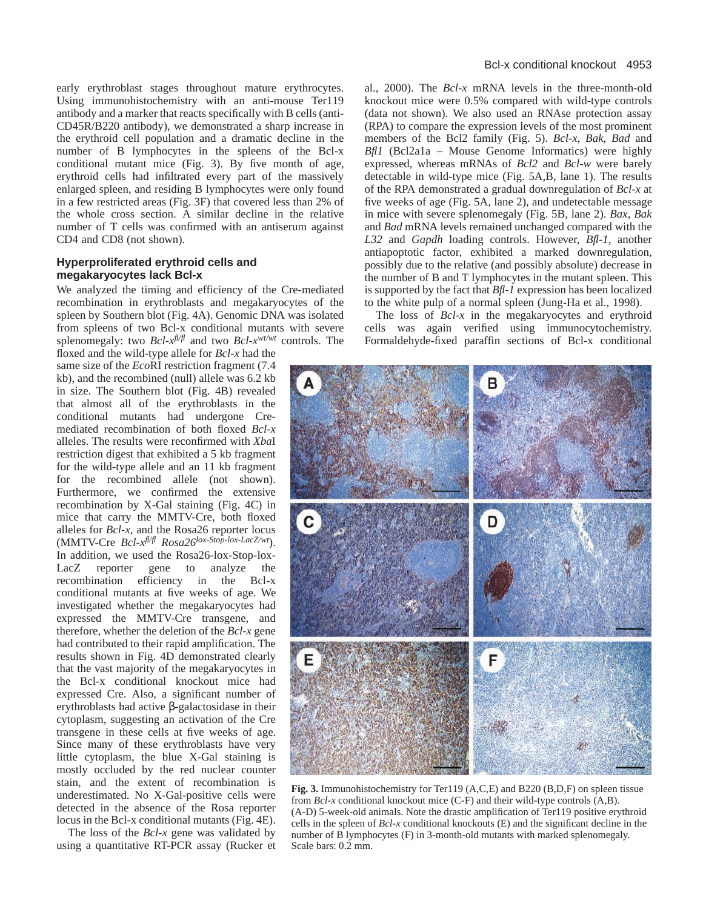early erythroblast stages throughout mature erythrocytes. Using immunohistochemistry with an anti-mouse Ter119 antibody and a marker that reacts specifically with B cells (anti-CD45R/B220 antibody), we demonstrated a sharp increase in the erythroid cell population and a dramatic decline in the number of B lymphocytes in the spleens of the Bcl-x conditional mutant mice (Fig. 3). By five month of age, erythroid cells had infiltrated every part of the massively enlarged spleen, and residing B lymphocytes were only found in a few restricted areas (Fig. 3F) that covered less than 2% of the whole cross section. A similar decline in the relative number of T cells was confirmed with an antiserum against CD4 and CD8 (not shown).

### Hyperproliferated erythroid cells and megakaryocytes lack Bcl-x

We analyzed the timing and efficiency of the Cre-mediated recombination in erythroblasts and megakaryocytes of the spleen by Southern blot (Fig. 4A). Genomic DNA was isolated from spleens of two Bcl-x conditional mutants with severe splenomegaly: two *Bcl-x*$^{fl/fl}$ and two *Bcl-x*$^{wt/wt}$ controls. The floxed and the wild-type allele for *Bcl-x* had the same size of the *Eco*RI restriction fragment (7.4 kb), and the recombined (null) allele was 6.2 kb in size. The Southern blot (Fig. 4B) revealed that almost all of the erythroblasts in the conditional mutants had undergone Cre-mediated recombination of both floxed *Bcl-x* alleles. The results were reconfirmed with *Xba*I restriction digest that exhibited a 5 kb fragment for the wild-type allele and an 11 kb fragment for the recombined allele (not shown). Furthermore, we confirmed the extensive recombination by X-Gal staining (Fig. 4C) in mice that carry the MMTV-Cre, both floxed alleles for *Bcl-x*, and the Rosa26 reporter locus (MMTV-Cre *Bcl-x*$^{fl/fl}$ *Rosa26*$^{lox\text{-}Stop\text{-}lox\text{-}LacZ/wt}$). In addition, we used the Rosa26-lox-Stop-lox-LacZ reporter gene to analyze the recombination efficiency in the Bcl-x conditional mutants at five weeks of age. We investigated whether the megakaryocytes had expressed the MMTV-Cre transgene, and therefore, whether the deletion of the *Bcl-x* gene had contributed to their rapid amplification. The results shown in Fig. 4D demonstrated clearly that the vast majority of the megakaryocytes in the Bcl-x conditional knockout mice had expressed Cre. Also, a significant number of erythroblasts had active β-galactosidase in their cytoplasm, suggesting an activation of the Cre transgene in these cells at five weeks of age. Since many of these erythroblasts have very little cytoplasm, the blue X-Gal staining is mostly occluded by the red nuclear counter stain, and the extent of recombination is underestimated. No X-Gal-positive cells were detected in the absence of the Rosa reporter locus in the Bcl-x conditional mutants (Fig. 4E).

The loss of the *Bcl-x* gene was validated by using a quantitative RT-PCR assay (Rucker et al., 2000). The *Bcl-x* mRNA levels in the three-month-old knockout mice were 0.5% compared with wild-type controls (data not shown). We also used an RNAse protection assay (RPA) to compare the expression levels of the most prominent members of the Bcl2 family (Fig. 5). *Bcl-x*, *Bak*, *Bad* and *Bfl1* (Bcl2a1a – Mouse Genome Informatics) were highly expressed, whereas mRNAs of *Bcl2* and *Bcl-w* were barely detectable in wild-type mice (Fig. 5A,B, lane 1). The results of the RPA demonstrated a gradual downregulation of *Bcl-x* at five weeks of age (Fig. 5A, lane 2), and undetectable message in mice with severe splenomegaly (Fig. 5B, lane 2). *Bax*, *Bak* and *Bad* mRNA levels remained unchanged compared with the *L32* and *Gapdh* loading controls. However, *Bfl-1*, another antiapoptotic factor, exhibited a marked downregulation, possibly due to the relative (and possibly absolute) decrease in the number of B and T lymphocytes in the mutant spleen. This is supported by the fact that *Bfl-1* expression has been localized to the white pulp of a normal spleen (Jung-Ha et al., 1998).

The loss of *Bcl-x* in the megakaryocytes and erythroid cells was again verified using immunocytochemistry. Formaldehyde-fixed paraffin sections of Bcl-x conditional

**Fig. 3.** Immunohistochemistry for Ter119 (A,C,E) and B220 (B,D,F) on spleen tissue from *Bcl-x* conditional knockout mice (C-F) and their wild-type controls (A,B). (A-D) 5-week-old animals. Note the drastic amplification of Ter119 positive erythroid cells in the spleen of *Bcl-x* conditional knockouts (E) and the significant decline in the number of B lymphocytes (F) in 3-month-old mutants with marked splenomegaly. Scale bars: 0.2 mm.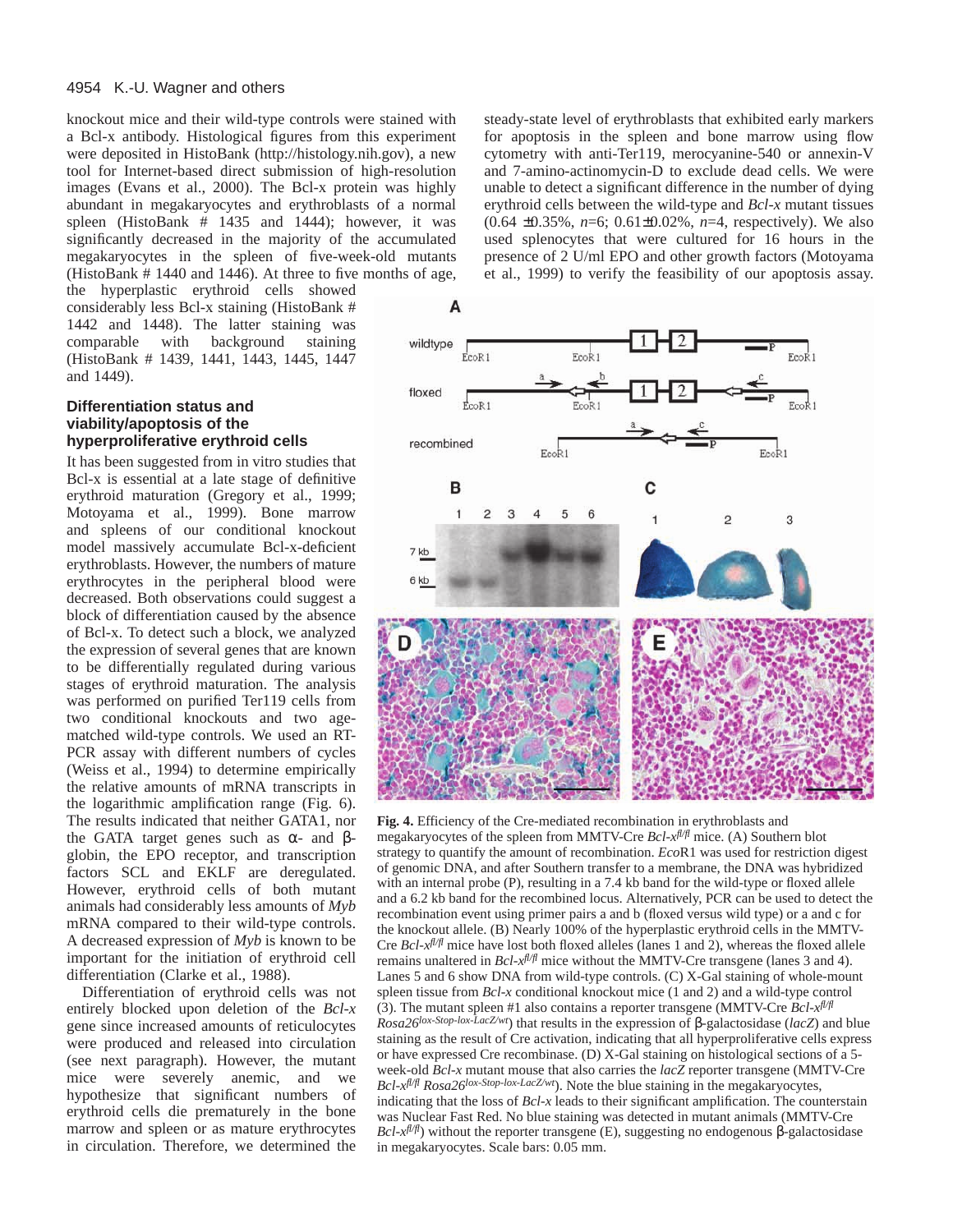knockout mice and their wild-type controls were stained with a Bcl-x antibody. Histological figures from this experiment were deposited in HistoBank (http://histology.nih.gov), a new tool for Internet-based direct submission of high-resolution images (Evans et al., 2000). The Bcl-x protein was highly abundant in megakaryocytes and erythroblasts of a normal spleen (HistoBank # 1435 and 1444); however, it was significantly decreased in the majority of the accumulated megakaryocytes in the spleen of five-week-old mutants (HistoBank # 1440 and 1446). At three to five months of age, the hyperplastic erythroid cells showed considerably less Bcl-x staining (HistoBank # 1442 and 1448). The latter staining was comparable with background staining (HistoBank # 1439, 1441, 1443, 1445, 1447 and 1449).

### Differentiation status and viability/apoptosis of the hyperproliferative erythroid cells

It has been suggested from in vitro studies that Bcl-x is essential at a late stage of definitive erythroid maturation (Gregory et al., 1999; Motoyama et al., 1999). Bone marrow and spleens of our conditional knockout model massively accumulate Bcl-x-deficient erythroblasts. However, the numbers of mature erythrocytes in the peripheral blood were decreased. Both observations could suggest a block of differentiation caused by the absence of Bcl-x. To detect such a block, we analyzed the expression of several genes that are known to be differentially regulated during various stages of erythroid maturation. The analysis was performed on purified Ter119 cells from two conditional knockouts and two age-matched wild-type controls. We used an RT-PCR assay with different numbers of cycles (Weiss et al., 1994) to determine empirically the relative amounts of mRNA transcripts in the logarithmic amplification range (Fig. 6). The results indicated that neither GATA1, nor the GATA target genes such as α- and β-globin, the EPO receptor, and transcription factors SCL and EKLF are deregulated. However, erythroid cells of both mutant animals had considerably less amounts of *Myb* mRNA compared to their wild-type controls. A decreased expression of *Myb* is known to be important for the initiation of erythroid cell differentiation (Clarke et al., 1988).

Differentiation of erythroid cells was not entirely blocked upon deletion of the *Bcl-x* gene since increased amounts of reticulocytes were produced and released into circulation (see next paragraph). However, the mutant mice were severely anemic, and we hypothesize that significant numbers of erythroid cells die prematurely in the bone marrow and spleen or as mature erythrocytes in circulation. Therefore, we determined the steady-state level of erythroblasts that exhibited early markers for apoptosis in the spleen and bone marrow using flow cytometry with anti-Ter119, merocyanine-540 or annexin-V and 7-amino-actinomycin-D to exclude dead cells. We were unable to detect a significant difference in the number of dying erythroid cells between the wild-type and *Bcl-x* mutant tissues (0.64 ±0.35%, *n*=6; 0.61±0.02%, *n*=4, respectively). We also used splenocytes that were cultured for 16 hours in the presence of 2 U/ml EPO and other growth factors (Motoyama et al., 1999) to verify the feasibility of our apoptosis assay.

**Fig. 4.** Efficiency of the Cre-mediated recombination in erythroblasts and megakaryocytes of the spleen from MMTV-Cre *Bcl-x*$^{fl/fl}$ mice. (A) Southern blot strategy to quantify the amount of recombination. *Eco*R1 was used for restriction digest of genomic DNA, and after Southern transfer to a membrane, the DNA was hybridized with an internal probe (P), resulting in a 7.4 kb band for the wild-type or floxed allele and a 6.2 kb band for the recombined locus. Alternatively, PCR can be used to detect the recombination event using primer pairs a and b (floxed versus wild type) or a and c for the knockout allele. (B) Nearly 100% of the hyperplastic erythroid cells in the MMTV-Cre *Bcl-x*$^{fl/fl}$ mice have lost both floxed alleles (lanes 1 and 2), whereas the floxed allele remains unaltered in *Bcl-x*$^{fl/fl}$ mice without the MMTV-Cre transgene (lanes 3 and 4). Lanes 5 and 6 show DNA from wild-type controls. (C) X-Gal staining of whole-mount spleen tissue from *Bcl-x* conditional knockout mice (1 and 2) and a wild-type control (3). The mutant spleen #1 also contains a reporter transgene (MMTV-Cre *Bcl-x*$^{fl/fl}$ *Rosa26*$^{lox\text{-}Stop\text{-}lox\text{-}LacZ/wt}$) that results in the expression of β-galactosidase (*lacZ*) and blue staining as the result of Cre activation, indicating that all hyperproliferative cells express or have expressed Cre recombinase. (D) X-Gal staining on histological sections of a 5-week-old *Bcl-x* mutant mouse that also carries the *lacZ* reporter transgene (MMTV-Cre *Bcl-x*$^{fl/fl}$ *Rosa26*$^{lox\text{-}Stop\text{-}lox\text{-}LacZ/wt}$). Note the blue staining in the megakaryocytes, indicating that the loss of *Bcl-x* leads to their significant amplification. The counterstain was Nuclear Fast Red. No blue staining was detected in mutant animals (MMTV-Cre *Bcl-x*$^{fl/fl}$) without the reporter transgene (E), suggesting no endogenous β-galactosidase in megakaryocytes. Scale bars: 0.05 mm.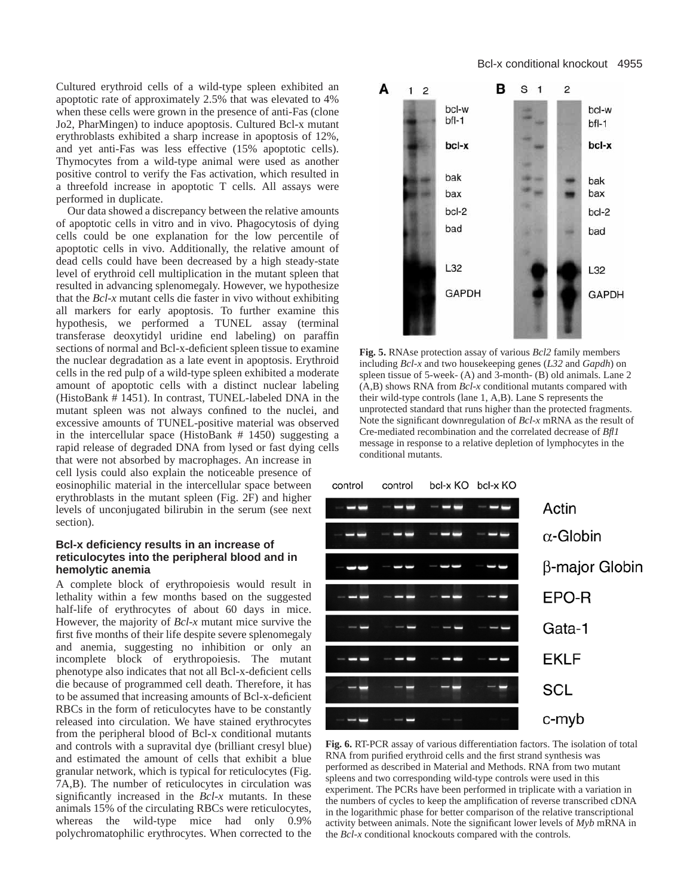Cultured erythroid cells of a wild-type spleen exhibited an apoptotic rate of approximately 2.5% that was elevated to 4% when these cells were grown in the presence of anti-Fas (clone Jo2, PharMingen) to induce apoptosis. Cultured Bcl-x mutant erythroblasts exhibited a sharp increase in apoptosis of 12%, and yet anti-Fas was less effective (15% apoptotic cells). Thymocytes from a wild-type animal were used as another positive control to verify the Fas activation, which resulted in a threefold increase in apoptotic T cells. All assays were performed in duplicate.

Our data showed a discrepancy between the relative amounts of apoptotic cells in vitro and in vivo. Phagocytosis of dying cells could be one explanation for the low percentile of apoptotic cells in vivo. Additionally, the relative amount of dead cells could have been decreased by a high steady-state level of erythroid cell multiplication in the mutant spleen that resulted in advancing splenomegaly. However, we hypothesize that the *Bcl-x* mutant cells die faster in vivo without exhibiting all markers for early apoptosis. To further examine this hypothesis, we performed a TUNEL assay (terminal transferase deoxytidyl uridine end labeling) on paraffin sections of normal and Bcl-x-deficient spleen tissue to examine the nuclear degradation as a late event in apoptosis. Erythroid cells in the red pulp of a wild-type spleen exhibited a moderate amount of apoptotic cells with a distinct nuclear labeling (HistoBank # 1451). In contrast, TUNEL-labeled DNA in the mutant spleen was not always confined to the nuclei, and excessive amounts of TUNEL-positive material was observed in the intercellular space (HistoBank # 1450) suggesting a rapid release of degraded DNA from lysed or fast dying cells that were not absorbed by macrophages. An increase in cell lysis could also explain the noticeable presence of eosinophilic material in the intercellular space between erythroblasts in the mutant spleen (Fig. 2F) and higher levels of unconjugated bilirubin in the serum (see next section).

### Bcl-x deficiency results in an increase of reticulocytes into the peripheral blood and in hemolytic anemia

A complete block of erythropoiesis would result in lethality within a few months based on the suggested half-life of erythrocytes of about 60 days in mice. However, the majority of *Bcl-x* mutant mice survive the first five months of their life despite severe splenomegaly and anemia, suggesting no inhibition or only an incomplete block of erythropoiesis. The mutant phenotype also indicates that not all Bcl-x-deficient cells die because of programmed cell death. Therefore, it has to be assumed that increasing amounts of Bcl-x-deficient RBCs in the form of reticulocytes have to be constantly released into circulation. We have stained erythrocytes from the peripheral blood of Bcl-x conditional mutants and controls with a supravital dye (brilliant cresyl blue) and estimated the amount of cells that exhibit a blue granular network, which is typical for reticulocytes (Fig. 7A,B). The number of reticulocytes in circulation was significantly increased in the *Bcl-x* mutants. In these animals 15% of the circulating RBCs were reticulocytes, whereas the wild-type mice had only 0.9% polychromatophilic erythrocytes. When corrected to the

**Fig. 5.** RNAse protection assay of various *Bcl2* family members including *Bcl-x* and two housekeeping genes (*L32* and *Gapdh*) on spleen tissue of 5-week- (A) and 3-month- (B) old animals. Lane 2 (A,B) shows RNA from *Bcl-x* conditional mutants compared with their wild-type controls (lane 1, A,B). Lane S represents the unprotected standard that runs higher than the protected fragments. Note the significant downregulation of *Bcl-x* mRNA as the result of Cre-mediated recombination and the correlated decrease of *Bfl1* message in response to a relative depletion of lymphocytes in the conditional mutants.

**Fig. 6.** RT-PCR assay of various differentiation factors. The isolation of total RNA from purified erythroid cells and the first strand synthesis was performed as described in Material and Methods. RNA from two mutant spleens and two corresponding wild-type controls were used in this experiment. The PCRs have been performed in triplicate with a variation in the numbers of cycles to keep the amplification of reverse transcribed cDNA in the logarithmic phase for better comparison of the relative transcriptional activity between animals. Note the significant lower levels of *Myb* mRNA in the *Bcl-x* conditional knockouts compared with the controls.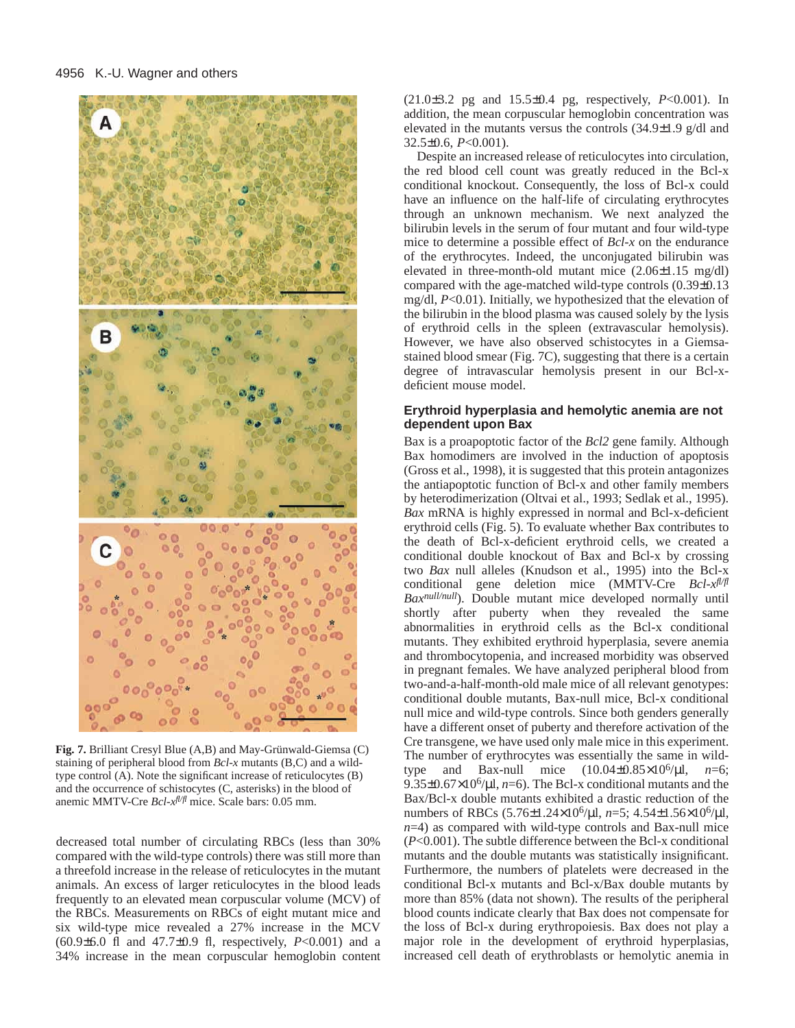**Fig. 7.** Brilliant Cresyl Blue (A,B) and May-Grünwald-Giemsa (C) staining of peripheral blood from *Bcl-x* mutants (B,C) and a wild-type control (A). Note the significant increase of reticulocytes (B) and the occurrence of schistocytes (C, asterisks) in the blood of anemic MMTV-Cre *Bcl-x*$^{fl/fl}$ mice. Scale bars: 0.05 mm.

decreased total number of circulating RBCs (less than 30% compared with the wild-type controls) there was still more than a threefold increase in the release of reticulocytes in the mutant animals. An excess of larger reticulocytes in the blood leads frequently to an elevated mean corpuscular volume (MCV) of the RBCs. Measurements on RBCs of eight mutant mice and six wild-type mice revealed a 27% increase in the MCV (60.9±6.0 fl and 47.7±0.9 fl, respectively, $P<0.001$) and a 34% increase in the mean corpuscular hemoglobin content (21.0±3.2 pg and 15.5±0.4 pg, respectively, $P<0.001$). In addition, the mean corpuscular hemoglobin concentration was elevated in the mutants versus the controls (34.9±1.9 g/dl and 32.5±0.6, $P<0.001$).

Despite an increased release of reticulocytes into circulation, the red blood cell count was greatly reduced in the Bcl-x conditional knockout. Consequently, the loss of Bcl-x could have an influence on the half-life of circulating erythrocytes through an unknown mechanism. We next analyzed the bilirubin levels in the serum of four mutant and four wild-type mice to determine a possible effect of *Bcl-x* on the endurance of the erythrocytes. Indeed, the unconjugated bilirubin was elevated in three-month-old mutant mice (2.06±1.15 mg/dl) compared with the age-matched wild-type controls (0.39±0.13 mg/dl, $P<0.01$). Initially, we hypothesized that the elevation of the bilirubin in the blood plasma was caused solely by the lysis of erythroid cells in the spleen (extravascular hemolysis). However, we have also observed schistocytes in a Giemsa-stained blood smear (Fig. 7C), suggesting that there is a certain degree of intravascular hemolysis present in our Bcl-x-deficient mouse model.

### Erythroid hyperplasia and hemolytic anemia are not dependent upon Bax

Bax is a proapoptotic factor of the *Bcl2* gene family. Although Bax homodimers are involved in the induction of apoptosis (Gross et al., 1998), it is suggested that this protein antagonizes the antiapoptotic function of Bcl-x and other family members by heterodimerization (Oltvai et al., 1993; Sedlak et al., 1995). *Bax* mRNA is highly expressed in normal and Bcl-x-deficient erythroid cells (Fig. 5). To evaluate whether Bax contributes to the death of Bcl-x-deficient erythroid cells, we created a conditional double knockout of Bax and Bcl-x by crossing two *Bax* null alleles (Knudson et al., 1995) into the Bcl-x conditional gene deletion mice (MMTV-Cre *Bcl-x*$^{fl/fl}$ *Bax*$^{null/null}$). Double mutant mice developed normally until shortly after puberty when they revealed the same abnormalities in erythroid cells as the Bcl-x conditional mutants. They exhibited erythroid hyperplasia, severe anemia and thrombocytopenia, and increased morbidity was observed in pregnant females. We have analyzed peripheral blood from two-and-a-half-month-old male mice of all relevant genotypes: conditional double mutants, Bax-null mice, Bcl-x conditional null mice and wild-type controls. Since both genders generally have a different onset of puberty and therefore activation of the Cre transgene, we have used only male mice in this experiment. The number of erythrocytes was essentially the same in wild-type and Bax-null mice ($10.04±0.85×10^6/\mu l$, $n=6$; $9.35±0.67×10^6/\mu l$, $n=6$). The Bcl-x conditional mutants and the Bax/Bcl-x double mutants exhibited a drastic reduction of the numbers of RBCs ($5.76±1.24×10^6/\mu l$, $n=5$; $4.54±1.56×10^6/\mu l$, $n=4$) as compared with wild-type controls and Bax-null mice ($P<0.001$). The subtle difference between the Bcl-x conditional mutants and the double mutants was statistically insignificant. Furthermore, the numbers of platelets were decreased in the conditional Bcl-x mutants and Bcl-x/Bax double mutants by more than 85% (data not shown). The results of the peripheral blood counts indicate clearly that Bax does not compensate for the loss of Bcl-x during erythropoiesis. Bax does not play a major role in the development of erythroid hyperplasias, increased cell death of erythroblasts or hemolytic anemia in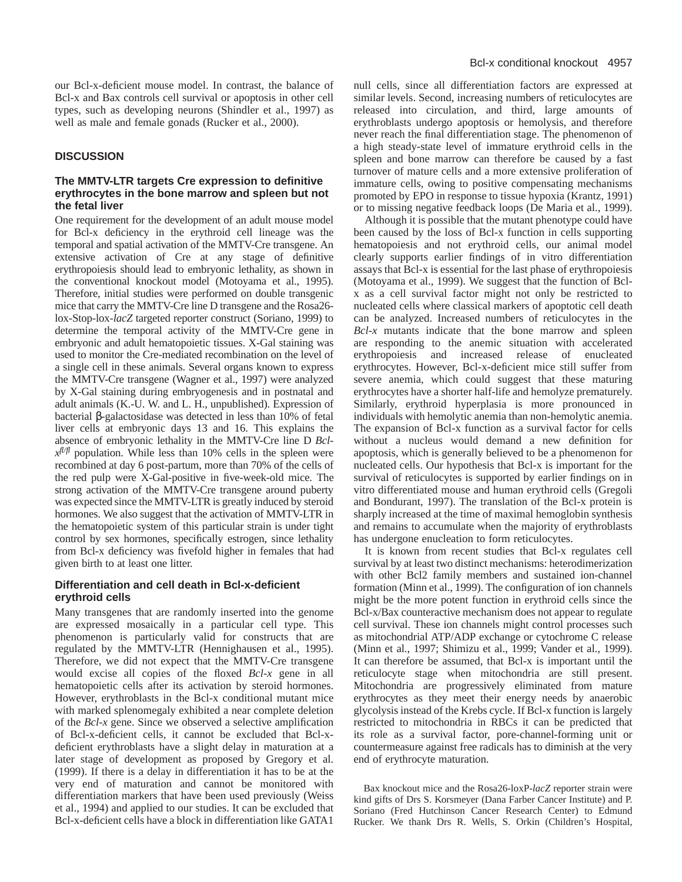our Bcl-x-deficient mouse model. In contrast, the balance of Bcl-x and Bax controls cell survival or apoptosis in other cell types, such as developing neurons (Shindler et al., 1997) as well as male and female gonads (Rucker et al., 2000).

## DISCUSSION

### The MMTV-LTR targets Cre expression to definitive erythrocytes in the bone marrow and spleen but not the fetal liver

One requirement for the development of an adult mouse model for Bcl-x deficiency in the erythroid cell lineage was the temporal and spatial activation of the MMTV-Cre transgene. An extensive activation of Cre at any stage of definitive erythropoiesis should lead to embryonic lethality, as shown in the conventional knockout model (Motoyama et al., 1995). Therefore, initial studies were performed on double transgenic mice that carry the MMTV-Cre line D transgene and the Rosa26-lox-Stop-lox-*lacZ* targeted reporter construct (Soriano, 1999) to determine the temporal activity of the MMTV-Cre gene in embryonic and adult hematopoietic tissues. X-Gal staining was used to monitor the Cre-mediated recombination on the level of a single cell in these animals. Several organs known to express the MMTV-Cre transgene (Wagner et al., 1997) were analyzed by X-Gal staining during embryogenesis and in postnatal and adult animals (K.-U. W. and L. H., unpublished). Expression of bacterial β-galactosidase was detected in less than 10% of fetal liver cells at embryonic days 13 and 16. This explains the absence of embryonic lethality in the MMTV-Cre line D *Bcl-x*$^{fl/fl}$ population. While less than 10% cells in the spleen were recombined at day 6 post-partum, more than 70% of the cells of the red pulp were X-Gal-positive in five-week-old mice. The strong activation of the MMTV-Cre transgene around puberty was expected since the MMTV-LTR is greatly induced by steroid hormones. We also suggest that the activation of MMTV-LTR in the hematopoietic system of this particular strain is under tight control by sex hormones, specifically estrogen, since lethality from Bcl-x deficiency was fivefold higher in females that had given birth to at least one litter.

### Differentiation and cell death in Bcl-x-deficient erythroid cells

Many transgenes that are randomly inserted into the genome are expressed mosaically in a particular cell type. This phenomenon is particularly valid for constructs that are regulated by the MMTV-LTR (Hennighausen et al., 1995). Therefore, we did not expect that the MMTV-Cre transgene would excise all copies of the floxed *Bcl-x* gene in all hematopoietic cells after its activation by steroid hormones. However, erythroblasts in the Bcl-x conditional mutant mice with marked splenomegaly exhibited a near complete deletion of the *Bcl-x* gene. Since we observed a selective amplification of Bcl-x-deficient cells, it cannot be excluded that Bcl-x-deficient erythroblasts have a slight delay in maturation at a later stage of development as proposed by Gregory et al. (1999). If there is a delay in differentiation it has to be at the very end of maturation and cannot be monitored with differentiation markers that have been used previously (Weiss et al., 1994) and applied to our studies. It can be excluded that Bcl-x-deficient cells have a block in differentiation like GATA1 null cells, since all differentiation factors are expressed at similar levels. Second, increasing numbers of reticulocytes are released into circulation, and third, large amounts of erythroblasts undergo apoptosis or hemolysis, and therefore never reach the final differentiation stage. The phenomenon of a high steady-state level of immature erythroid cells in the spleen and bone marrow can therefore be caused by a fast turnover of mature cells and a more extensive proliferation of immature cells, owing to positive compensating mechanisms promoted by EPO in response to tissue hypoxia (Krantz, 1991) or to missing negative feedback loops (De Maria et al., 1999).

Although it is possible that the mutant phenotype could have been caused by the loss of Bcl-x function in cells supporting hematopoiesis and not erythroid cells, our animal model clearly supports earlier findings of in vitro differentiation assays that Bcl-x is essential for the last phase of erythropoiesis (Motoyama et al., 1999). We suggest that the function of Bcl-x as a cell survival factor might not only be restricted to nucleated cells where classical markers of apoptotic cell death can be analyzed. Increased numbers of reticulocytes in the *Bcl-x* mutants indicate that the bone marrow and spleen are responding to the anemic situation with accelerated erythropoiesis and increased release of enucleated erythrocytes. However, Bcl-x-deficient mice still suffer from severe anemia, which could suggest that these maturing erythrocytes have a shorter half-life and hemolyze prematurely. Similarly, erythroid hyperplasia is more pronounced in individuals with hemolytic anemia than non-hemolytic anemia. The expansion of Bcl-x function as a survival factor for cells without a nucleus would demand a new definition for apoptosis, which is generally believed to be a phenomenon for nucleated cells. Our hypothesis that Bcl-x is important for the survival of reticulocytes is supported by earlier findings on in vitro differentiated mouse and human erythroid cells (Gregoli and Bondurant, 1997). The translation of the Bcl-x protein is sharply increased at the time of maximal hemoglobin synthesis and remains to accumulate when the majority of erythroblasts has undergone enucleation to form reticulocytes.

It is known from recent studies that Bcl-x regulates cell survival by at least two distinct mechanisms: heterodimerization with other Bcl2 family members and sustained ion-channel formation (Minn et al., 1999). The configuration of ion channels might be the more potent function in erythroid cells since the Bcl-x/Bax counteractive mechanism does not appear to regulate cell survival. These ion channels might control processes such as mitochondrial ATP/ADP exchange or cytochrome C release (Minn et al., 1997; Shimizu et al., 1999; Vander et al., 1999). It can therefore be assumed, that Bcl-x is important until the reticulocyte stage when mitochondria are still present. Mitochondria are progressively eliminated from mature erythrocytes as they meet their energy needs by anaerobic glycolysis instead of the Krebs cycle. If Bcl-x function is largely restricted to mitochondria in RBCs it can be predicted that its role as a survival factor, pore-channel-forming unit or countermeasure against free radicals has to diminish at the very end of erythrocyte maturation.

Bax knockout mice and the Rosa26-loxP-*lacZ* reporter strain were kind gifts of Drs S. Korsmeyer (Dana Farber Cancer Institute) and P. Soriano (Fred Hutchinson Cancer Research Center) to Edmund Rucker. We thank Drs R. Wells, S. Orkin (Children's Hospital,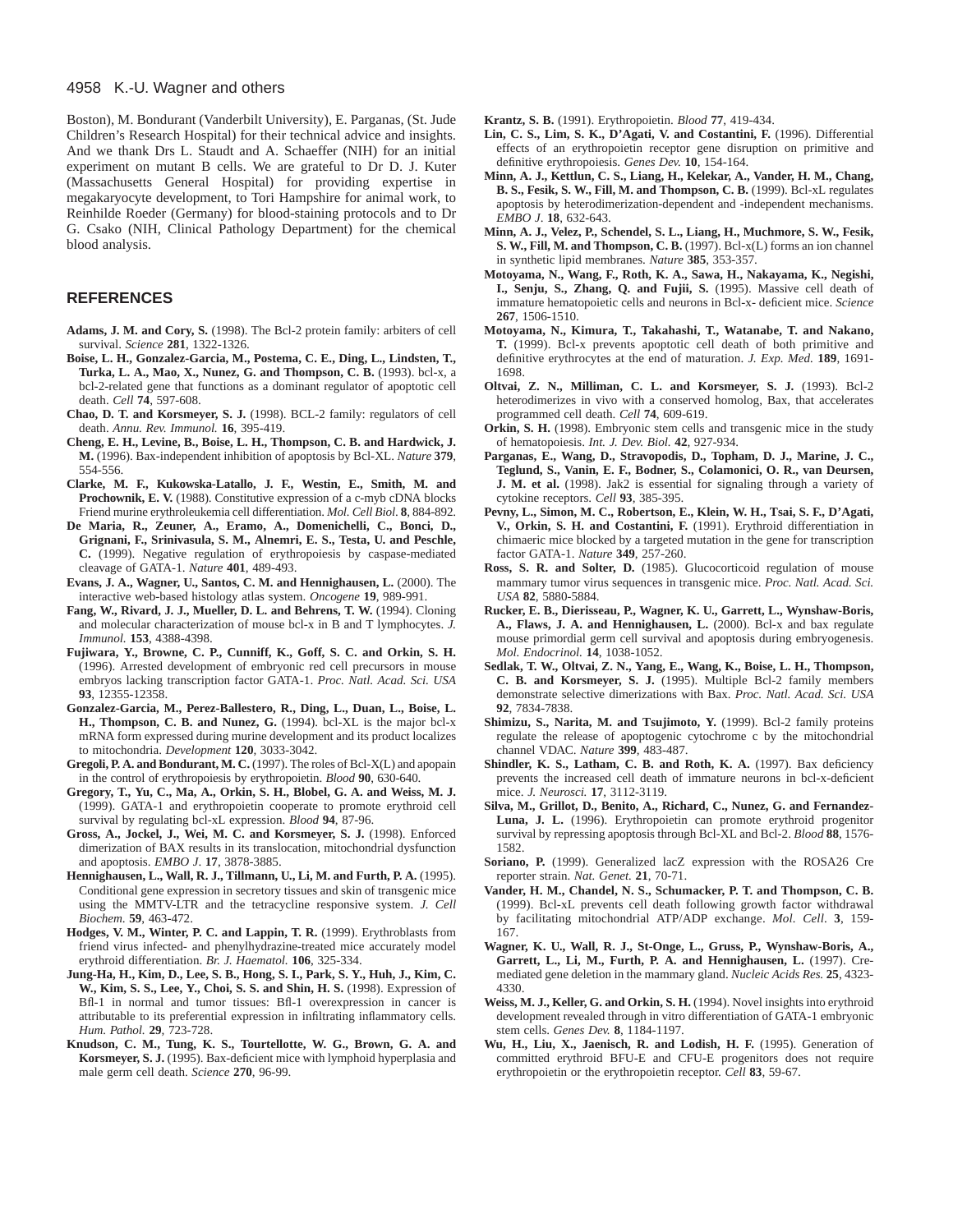Boston), M. Bondurant (Vanderbilt University), E. Parganas, (St. Jude Children's Research Hospital) for their technical advice and insights. And we thank Drs L. Staudt and A. Schaeffer (NIH) for an initial experiment on mutant B cells. We are grateful to Dr D. J. Kuter (Massachusetts General Hospital) for providing expertise in megakaryocyte development, to Tori Hampshire for animal work, to Reinhilde Roeder (Germany) for blood-staining protocols and to Dr G. Csako (NIH, Clinical Pathology Department) for the chemical blood analysis.

## REFERENCES

**Adams, J. M. and Cory, S.** (1998). The Bcl-2 protein family: arbiters of cell survival. *Science* **281**, 1322-1326.

**Boise, L. H., Gonzalez-Garcia, M., Postema, C. E., Ding, L., Lindsten, T., Turka, L. A., Mao, X., Nunez, G. and Thompson, C. B.** (1993). bcl-x, a bcl-2-related gene that functions as a dominant regulator of apoptotic cell death. *Cell* **74**, 597-608.

**Chao, D. T. and Korsmeyer, S. J.** (1998). BCL-2 family: regulators of cell death. *Annu. Rev. Immunol.* **16**, 395-419.

**Cheng, E. H., Levine, B., Boise, L. H., Thompson, C. B. and Hardwick, J. M.** (1996). Bax-independent inhibition of apoptosis by Bcl-XL. *Nature* **379**, 554-556.

**Clarke, M. F., Kukowska-Latallo, J. F., Westin, E., Smith, M. and Prochownik, E. V.** (1988). Constitutive expression of a c-myb cDNA blocks Friend murine erythroleukemia cell differentiation. *Mol. Cell Biol.* **8**, 884-892.

**De Maria, R., Zeuner, A., Eramo, A., Domenichelli, C., Bonci, D., Grignani, F., Srinivasula, S. M., Alnemri, E. S., Testa, U. and Peschle, C.** (1999). Negative regulation of erythropoiesis by caspase-mediated cleavage of GATA-1. *Nature* **401**, 489-493.

**Evans, J. A., Wagner, U., Santos, C. M. and Hennighausen, L.** (2000). The interactive web-based histology atlas system. *Oncogene* **19**, 989-991.

**Fang, W., Rivard, J. J., Mueller, D. L. and Behrens, T. W.** (1994). Cloning and molecular characterization of mouse bcl-x in B and T lymphocytes. *J. Immunol.* **153**, 4388-4398.

**Fujiwara, Y., Browne, C. P., Cunniff, K., Goff, S. C. and Orkin, S. H.** (1996). Arrested development of embryonic red cell precursors in mouse embryos lacking transcription factor GATA-1. *Proc. Natl. Acad. Sci. USA* **93**, 12355-12358.

**Gonzalez-Garcia, M., Perez-Ballestero, R., Ding, L., Duan, L., Boise, L. H., Thompson, C. B. and Nunez, G.** (1994). bcl-XL is the major bcl-x mRNA form expressed during murine development and its product localizes to mitochondria. *Development* **120**, 3033-3042.

**Gregoli, P. A. and Bondurant, M. C.** (1997). The roles of Bcl-X(L) and apopain in the control of erythropoiesis by erythropoietin. *Blood* **90**, 630-640.

**Gregory, T., Yu, C., Ma, A., Orkin, S. H., Blobel, G. A. and Weiss, M. J.** (1999). GATA-1 and erythropoietin cooperate to promote erythroid cell survival by regulating bcl-xL expression. *Blood* **94**, 87-96.

**Gross, A., Jockel, J., Wei, M. C. and Korsmeyer, S. J.** (1998). Enforced dimerization of BAX results in its translocation, mitochondrial dysfunction and apoptosis. *EMBO J.* **17**, 3878-3885.

**Hennighausen, L., Wall, R. J., Tillmann, U., Li, M. and Furth, P. A.** (1995). Conditional gene expression in secretory tissues and skin of transgenic mice using the MMTV-LTR and the tetracycline responsive system. *J. Cell Biochem.* **59**, 463-472.

**Hodges, V. M., Winter, P. C. and Lappin, T. R.** (1999). Erythroblasts from friend virus infected- and phenylhydrazine-treated mice accurately model erythroid differentiation. *Br. J. Haematol.* **106**, 325-334.

**Jung-Ha, H., Kim, D., Lee, S. B., Hong, S. I., Park, S. Y., Huh, J., Kim, C. W., Kim, S. S., Lee, Y., Choi, S. S. and Shin, H. S.** (1998). Expression of Bfl-1 in normal and tumor tissues: Bfl-1 overexpression in cancer is attributable to its preferential expression in infiltrating inflammatory cells. *Hum. Pathol.* **29**, 723-728.

**Knudson, C. M., Tung, K. S., Tourtellotte, W. G., Brown, G. A. and Korsmeyer, S. J.** (1995). Bax-deficient mice with lymphoid hyperplasia and male germ cell death. *Science* **270**, 96-99.

**Krantz, S. B.** (1991). Erythropoietin. *Blood* **77**, 419-434.

**Lin, C. S., Lim, S. K., D'Agati, V. and Costantini, F.** (1996). Differential effects of an erythropoietin receptor gene disruption on primitive and definitive erythropoiesis. *Genes Dev.* **10**, 154-164.

**Minn, A. J., Kettlun, C. S., Liang, H., Kelekar, A., Vander, H. M., Chang, B. S., Fesik, S. W., Fill, M. and Thompson, C. B.** (1999). Bcl-xL regulates apoptosis by heterodimerization-dependent and -independent mechanisms. *EMBO J.* **18**, 632-643.

**Minn, A. J., Velez, P., Schendel, S. L., Liang, H., Muchmore, S. W., Fesik, S. W., Fill, M. and Thompson, C. B.** (1997). Bcl-x(L) forms an ion channel in synthetic lipid membranes. *Nature* **385**, 353-357.

**Motoyama, N., Wang, F., Roth, K. A., Sawa, H., Nakayama, K., Negishi, I., Senju, S., Zhang, Q. and Fujii, S.** (1995). Massive cell death of immature hematopoietic cells and neurons in Bcl-x- deficient mice. *Science* **267**, 1506-1510.

**Motoyama, N., Kimura, T., Takahashi, T., Watanabe, T. and Nakano, T.** (1999). Bcl-x prevents apoptotic cell death of both primitive and definitive erythrocytes at the end of maturation. *J. Exp. Med.* **189**, 1691-1698.

**Oltvai, Z. N., Milliman, C. L. and Korsmeyer, S. J.** (1993). Bcl-2 heterodimerizes in vivo with a conserved homolog, Bax, that accelerates programmed cell death. *Cell* **74**, 609-619.

**Orkin, S. H.** (1998). Embryonic stem cells and transgenic mice in the study of hematopoiesis. *Int. J. Dev. Biol.* **42**, 927-934.

**Parganas, E., Wang, D., Stravopodis, D., Topham, D. J., Marine, J. C., Teglund, S., Vanin, E. F., Bodner, S., Colamonici, O. R., van Deursen, J. M. et al.** (1998). Jak2 is essential for signaling through a variety of cytokine receptors. *Cell* **93**, 385-395.

**Pevny, L., Simon, M. C., Robertson, E., Klein, W. H., Tsai, S. F., D'Agati, V., Orkin, S. H. and Costantini, F.** (1991). Erythroid differentiation in chimaeric mice blocked by a targeted mutation in the gene for transcription factor GATA-1. *Nature* **349**, 257-260.

**Ross, S. R. and Solter, D.** (1985). Glucocorticoid regulation of mouse mammary tumor virus sequences in transgenic mice. *Proc. Natl. Acad. Sci. USA* **82**, 5880-5884.

**Rucker, E. B., Dierisseau, P., Wagner, K. U., Garrett, L., Wynshaw-Boris, A., Flaws, J. A. and Hennighausen, L.** (2000). Bcl-x and bax regulate mouse primordial germ cell survival and apoptosis during embryogenesis. *Mol. Endocrinol.* **14**, 1038-1052.

**Sedlak, T. W., Oltvai, Z. N., Yang, E., Wang, K., Boise, L. H., Thompson, C. B. and Korsmeyer, S. J.** (1995). Multiple Bcl-2 family members demonstrate selective dimerizations with Bax. *Proc. Natl. Acad. Sci. USA* **92**, 7834-7838.

**Shimizu, S., Narita, M. and Tsujimoto, Y.** (1999). Bcl-2 family proteins regulate the release of apoptogenic cytochrome c by the mitochondrial channel VDAC. *Nature* **399**, 483-487.

**Shindler, K. S., Latham, C. B. and Roth, K. A.** (1997). Bax deficiency prevents the increased cell death of immature neurons in bcl-x-deficient mice. *J. Neurosci.* **17**, 3112-3119.

**Silva, M., Grillot, D., Benito, A., Richard, C., Nunez, G. and Fernandez-Luna, J. L.** (1996). Erythropoietin can promote erythroid progenitor survival by repressing apoptosis through Bcl-XL and Bcl-2. *Blood* **88**, 1576-1582.

**Soriano, P.** (1999). Generalized lacZ expression with the ROSA26 Cre reporter strain. *Nat. Genet.* **21**, 70-71.

**Vander, H. M., Chandel, N. S., Schumacker, P. T. and Thompson, C. B.** (1999). Bcl-xL prevents cell death following growth factor withdrawal by facilitating mitochondrial ATP/ADP exchange. *Mol. Cell.* **3**, 159-167.

**Wagner, K. U., Wall, R. J., St-Onge, L., Gruss, P., Wynshaw-Boris, A., Garrett, L., Li, M., Furth, P. A. and Hennighausen, L.** (1997). Cre-mediated gene deletion in the mammary gland. *Nucleic Acids Res.* **25**, 4323-4330.

**Weiss, M. J., Keller, G. and Orkin, S. H.** (1994). Novel insights into erythroid development revealed through in vitro differentiation of GATA-1 embryonic stem cells. *Genes Dev.* **8**, 1184-1197.

**Wu, H., Liu, X., Jaenisch, R. and Lodish, H. F.** (1995). Generation of committed erythroid BFU-E and CFU-E progenitors does not require erythropoietin or the erythropoietin receptor. *Cell* **83**, 59-67.